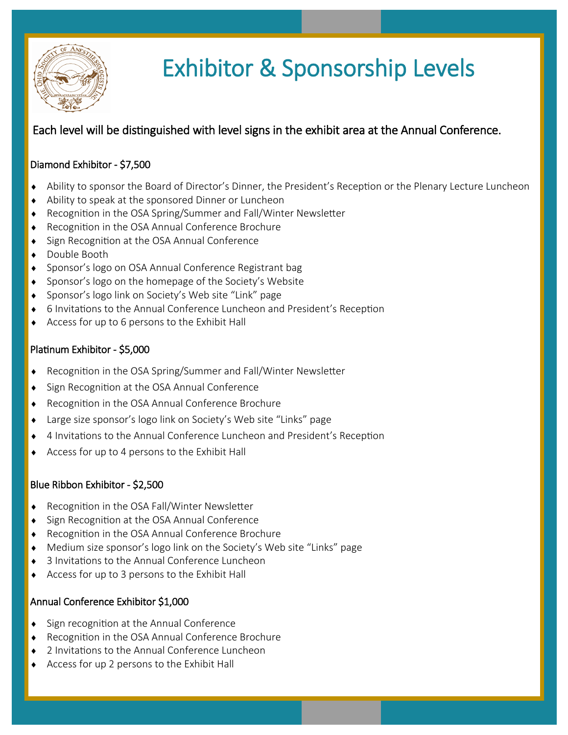# Exhibitor & Sponsorship Levels

Each level will be distinguished with level signs in the exhibit area at the Annual Conference.

### Diamond Exhibitor - $7,500

- Ability to sponsor the Board of Director's Dinner, the President's Reception or the Plenary Lecture Luncheon
- Ability to speak at the sponsored Dinner or Luncheon
- Recognition in the OSA Spring/Summer and Fall/Winter Newsletter
- Recognition in the OSA Annual Conference Brochure
- Sign Recognition at the OSA Annual Conference
- Double Booth
- Sponsor's logo on OSA Annual Conference Registrant bag
- Sponsor's logo on the homepage of the Society's Website
- Sponsor's logo link on Society's Web site "Link" page
- 6 Invitations to the Annual Conference Luncheon and President's Reception
- Access for up to 6 persons to the Exhibit Hall

### Platinum Exhibitor - $5,000

- Recognition in the OSA Spring/Summer and Fall/Winter Newsletter
- Sign Recognition at the OSA Annual Conference
- Recognition in the OSA Annual Conference Brochure
- Large size sponsor's logo link on Society's Web site "Links" page
- 4 Invitations to the Annual Conference Luncheon and President's Reception
- Access for up to 4 persons to the Exhibit Hall

### Blue Ribbon Exhibitor - $2,500

- Recognition in the OSA Fall/Winter Newsletter
- Sign Recognition at the OSA Annual Conference
- Recognition in the OSA Annual Conference Brochure
- Medium size sponsor's logo link on the Society's Web site "Links" page
- 3 Invitations to the Annual Conference Luncheon
- Access for up to 3 persons to the Exhibit Hall

### Annual Conference Exhibitor $1,000

- Sign recognition at the Annual Conference
- Recognition in the OSA Annual Conference Brochure
- 2 Invitations to the Annual Conference Luncheon
- Access for up 2 persons to the Exhibit Hall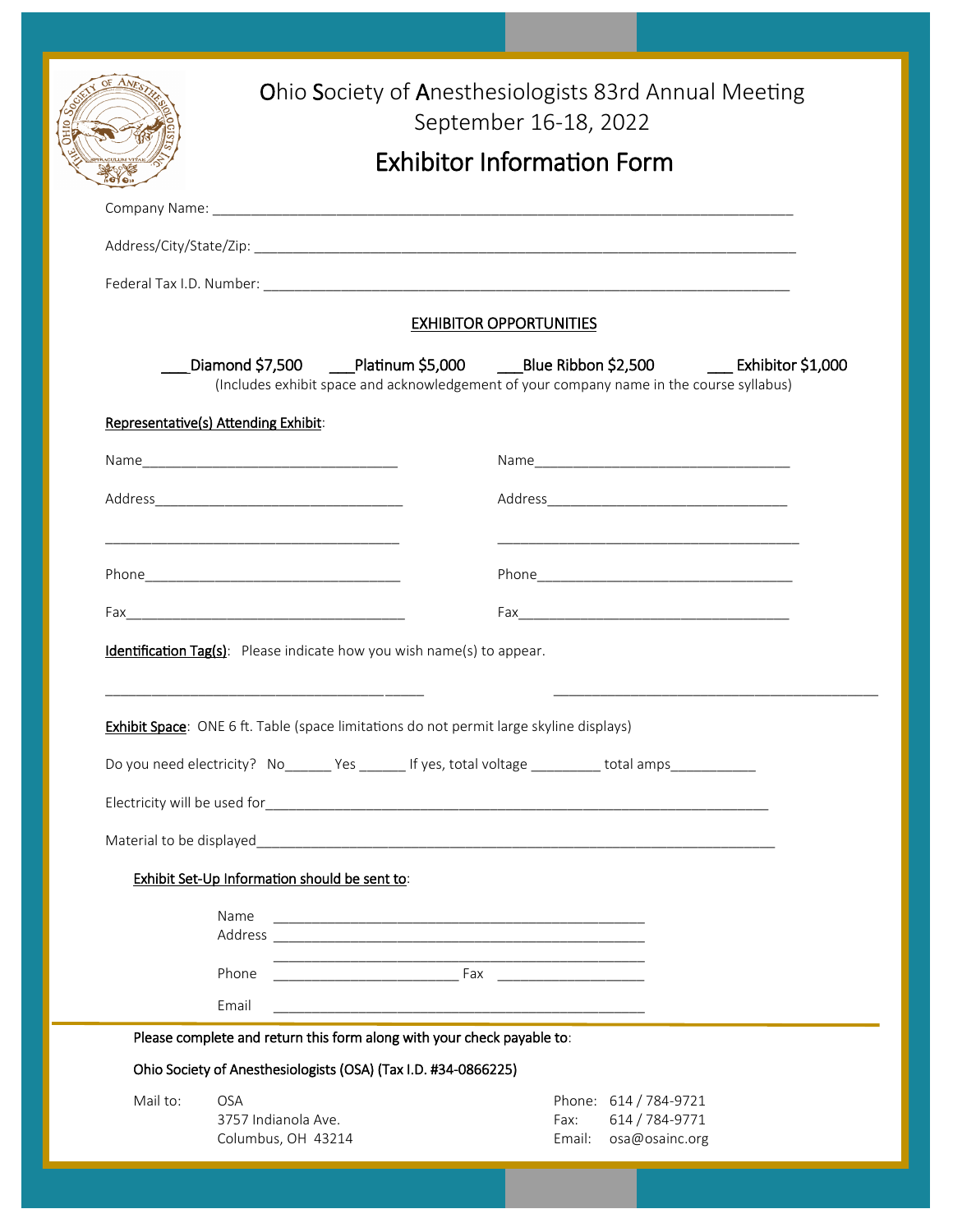# Ohio Society of Anesthesiologists 83rd Annual Meeting
September 16-18, 2022

## Exhibitor Information Form

Company Name: ___________________________________________________________________________

Address/City/State/Zip: ____________________________________________________________________

Federal Tax I.D. Number: ___________________________________________________________________

**EXHIBITOR OPPORTUNITIES**

____Diamond $7,500    ___Platinum $5,000    ___Blue Ribbon $2,500    ___ Exhibitor $1,000

(Includes exhibit space and acknowledgement of your company name in the course syllabus)

**Representative(s) Attending Exhibit:**

Name_________________________________    Name_________________________________

Address_______________________________    Address_______________________________

_____________________________________    _____________________________________

Phone_________________________________    Phone_________________________________

Fax___________________________________    Fax___________________________________

**Identification Tag(s):** Please indicate how you wish name(s) to appear.

_____________________________________    _____________________________________

**Exhibit Space:** ONE 6 ft. Table (space limitations do not permit large skyline displays)

Do you need electricity? No______ Yes ______ If yes, total voltage _________ total amps___________

Electricity will be used for_________________________________________________________________

Material to be displayed___________________________________________________________________

**Exhibit Set-Up Information should be sent to:**

Name ________________________________________________

Address ______________________________________________

_____________________________________________________

Phone ________________________ Fax ____________________

Email ________________________________________________

**Please complete and return this form along with your check payable to:**

**Ohio Society of Anesthesiologists (OSA) (Tax I.D. #34-0866225)**

Mail to:
OSA
3757 Indianola Ave.
Columbus, OH 43214

Phone: 614 / 784-9721
Fax: 614 / 784-9771
Email: osa@osainc.org